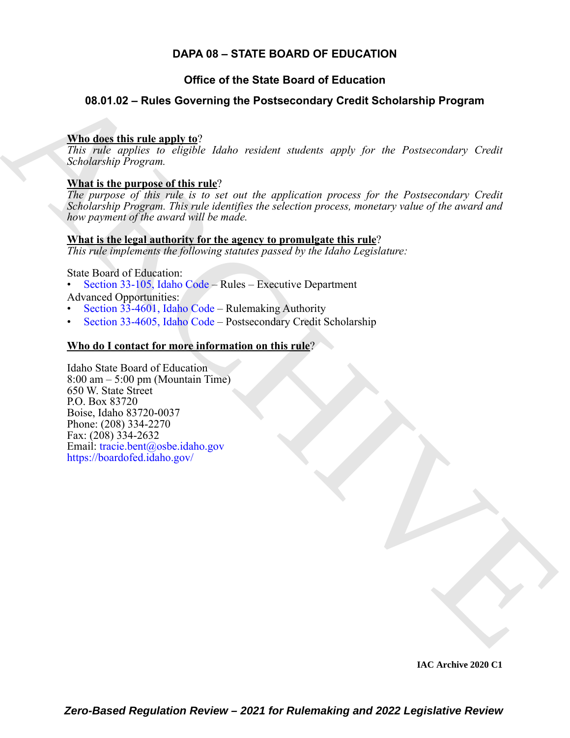# DAPA 08 – STATE BOARD OF EDUCATION

## Office of the State Board of Education

## 08.01.02 – Rules Governing the Postsecondary Credit Scholarship Program

**Who does this rule apply to**?

*This rule applies to eligible Idaho resident students apply for the Postsecondary Credit Scholarship Program.*

**What is the purpose of this rule**?

*The purpose of this rule is to set out the application process for the Postsecondary Credit Scholarship Program. This rule identifies the selection process, monetary value of the award and how payment of the award will be made.*

**What is the legal authority for the agency to promulgate this rule**?

*This rule implements the following statutes passed by the Idaho Legislature:*

State Board of Education:

- Section 33-105, Idaho Code – Rules – Executive Department

Advanced Opportunities:

- Section 33-4601, Idaho Code – Rulemaking Authority
- Section 33-4605, Idaho Code – Postsecondary Credit Scholarship

**Who do I contact for more information on this rule**?

Idaho State Board of Education
8:00 am – 5:00 pm (Mountain Time)
650 W. State Street
P.O. Box 83720
Boise, Idaho 83720-0037
Phone: (208) 334-2270
Fax: (208) 334-2632
Email: tracie.bent@osbe.idaho.gov
https://boardofed.idaho.gov/

IAC Archive 2020 C1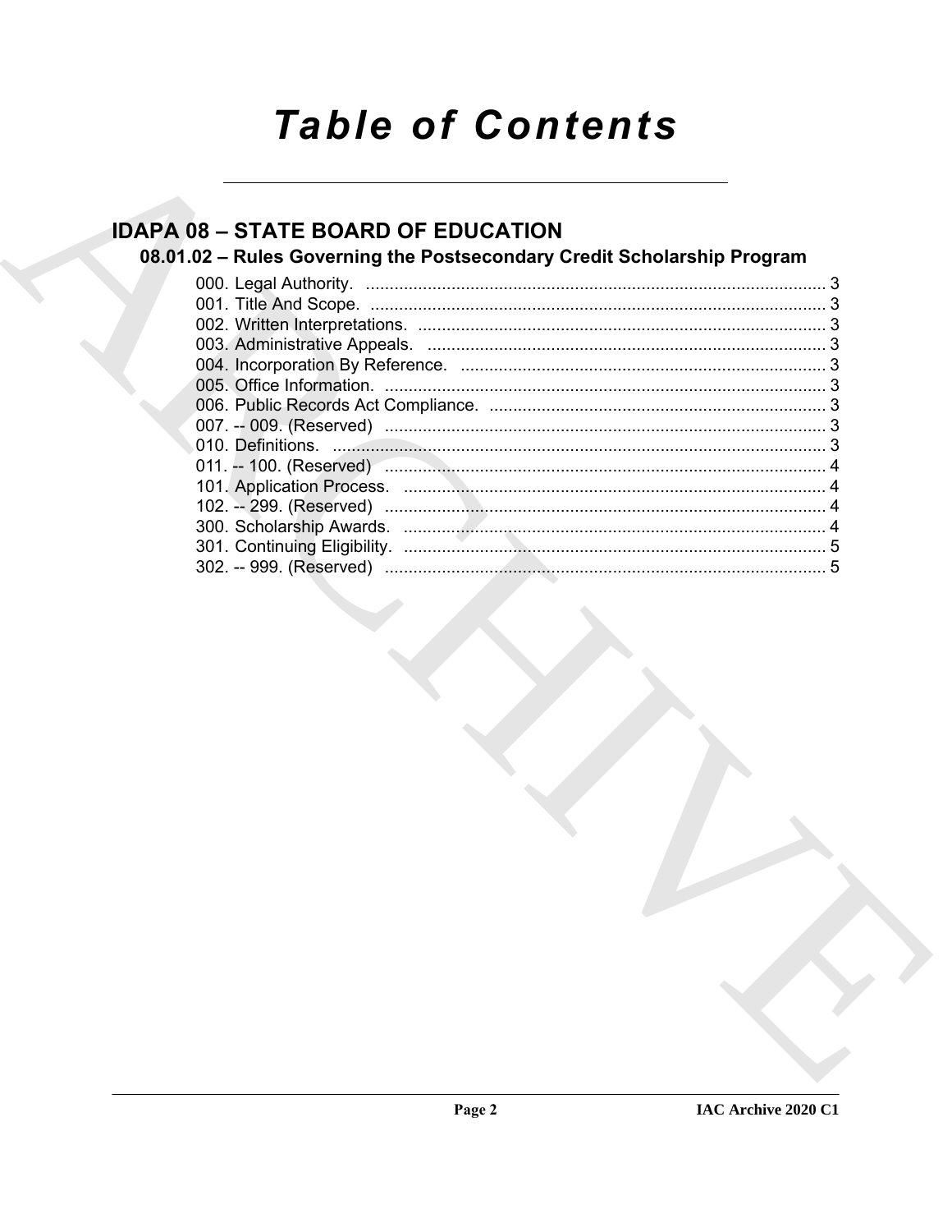# Table of Contents

## IDAPA 08 – STATE BOARD OF EDUCATION

### 08.01.02 – Rules Governing the Postsecondary Credit Scholarship Program

000. Legal Authority. ........ 3
001. Title And Scope. ........ 3
002. Written Interpretations. ........ 3
003. Administrative Appeals. ........ 3
004. Incorporation By Reference. ........ 3
005. Office Information. ........ 3
006. Public Records Act Compliance. ........ 3
007. -- 009. (Reserved) ........ 3
010. Definitions. ........ 3
011. -- 100. (Reserved) ........ 4
101. Application Process. ........ 4
102. -- 299. (Reserved) ........ 4
300. Scholarship Awards. ........ 4
301. Continuing Eligibility. ........ 5
302. -- 999. (Reserved) ........ 5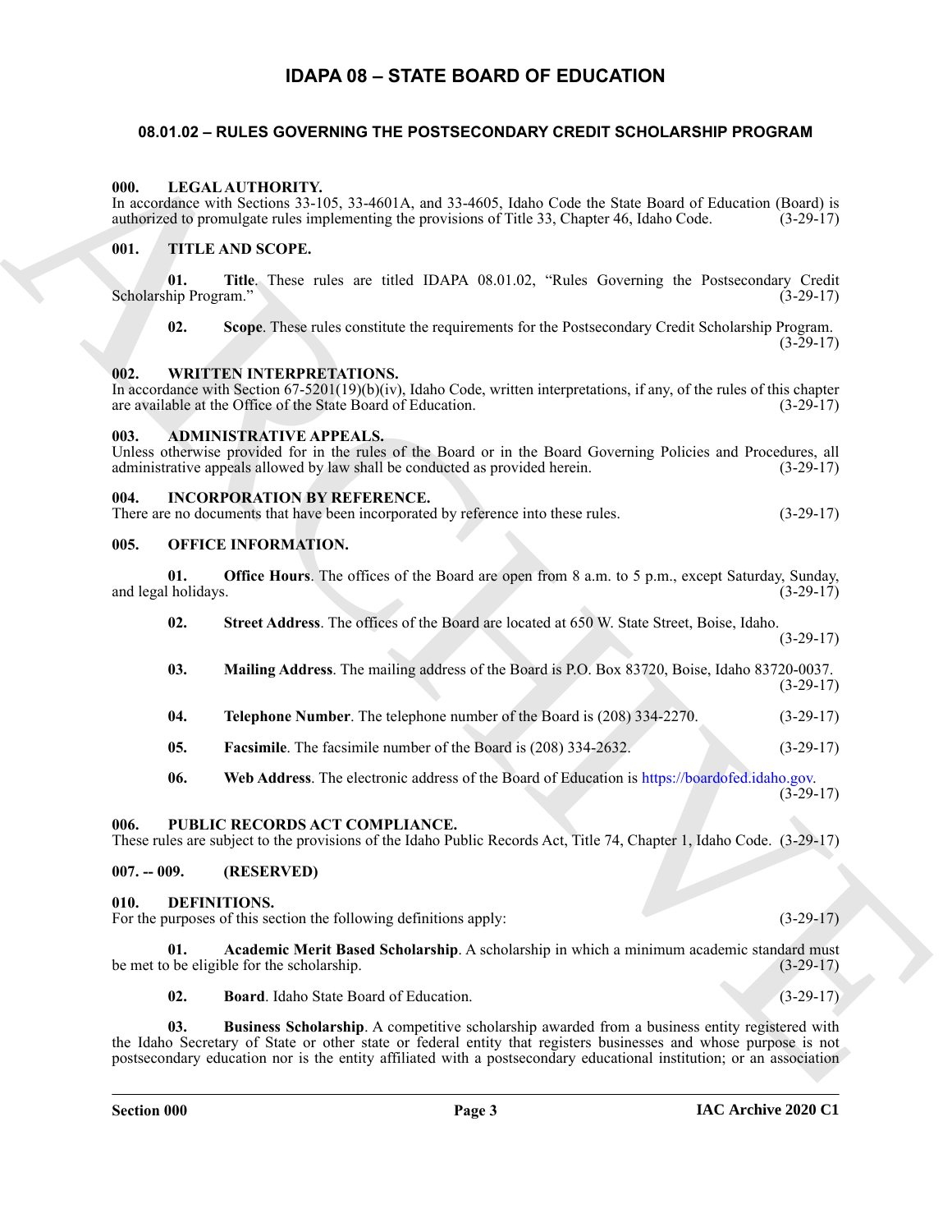# IDAPA 08 – STATE BOARD OF EDUCATION

## 08.01.02 – RULES GOVERNING THE POSTSECONDARY CREDIT SCHOLARSHIP PROGRAM

**000. LEGAL AUTHORITY.**
In accordance with Sections 33-105, 33-4601A, and 33-4605, Idaho Code the State Board of Education (Board) is authorized to promulgate rules implementing the provisions of Title 33, Chapter 46, Idaho Code. (3-29-17)

**001. TITLE AND SCOPE.**

**01. Title**. These rules are titled IDAPA 08.01.02, "Rules Governing the Postsecondary Credit Scholarship Program." (3-29-17)

**02. Scope**. These rules constitute the requirements for the Postsecondary Credit Scholarship Program. (3-29-17)

**002. WRITTEN INTERPRETATIONS.**
In accordance with Section 67-5201(19)(b)(iv), Idaho Code, written interpretations, if any, of the rules of this chapter are available at the Office of the State Board of Education. (3-29-17)

**003. ADMINISTRATIVE APPEALS.**
Unless otherwise provided for in the rules of the Board or in the Board Governing Policies and Procedures, all administrative appeals allowed by law shall be conducted as provided herein. (3-29-17)

**004. INCORPORATION BY REFERENCE.**
There are no documents that have been incorporated by reference into these rules. (3-29-17)

**005. OFFICE INFORMATION.**

**01. Office Hours**. The offices of the Board are open from 8 a.m. to 5 p.m., except Saturday, Sunday, and legal holidays. (3-29-17)

**02. Street Address**. The offices of the Board are located at 650 W. State Street, Boise, Idaho. (3-29-17)

**03. Mailing Address**. The mailing address of the Board is P.O. Box 83720, Boise, Idaho 83720-0037. (3-29-17)

**04. Telephone Number**. The telephone number of the Board is (208) 334-2270. (3-29-17)

**05. Facsimile**. The facsimile number of the Board is (208) 334-2632. (3-29-17)

**06. Web Address**. The electronic address of the Board of Education is https://boardofed.idaho.gov. (3-29-17)

**006. PUBLIC RECORDS ACT COMPLIANCE.**
These rules are subject to the provisions of the Idaho Public Records Act, Title 74, Chapter 1, Idaho Code. (3-29-17)

**007. -- 009. (RESERVED)**

**010. DEFINITIONS.**
For the purposes of this section the following definitions apply: (3-29-17)

**01. Academic Merit Based Scholarship**. A scholarship in which a minimum academic standard must be met to be eligible for the scholarship. (3-29-17)

**02. Board**. Idaho State Board of Education. (3-29-17)

**03. Business Scholarship**. A competitive scholarship awarded from a business entity registered with the Idaho Secretary of State or other state or federal entity that registers businesses and whose purpose is not postsecondary education nor is the entity affiliated with a postsecondary educational institution; or an association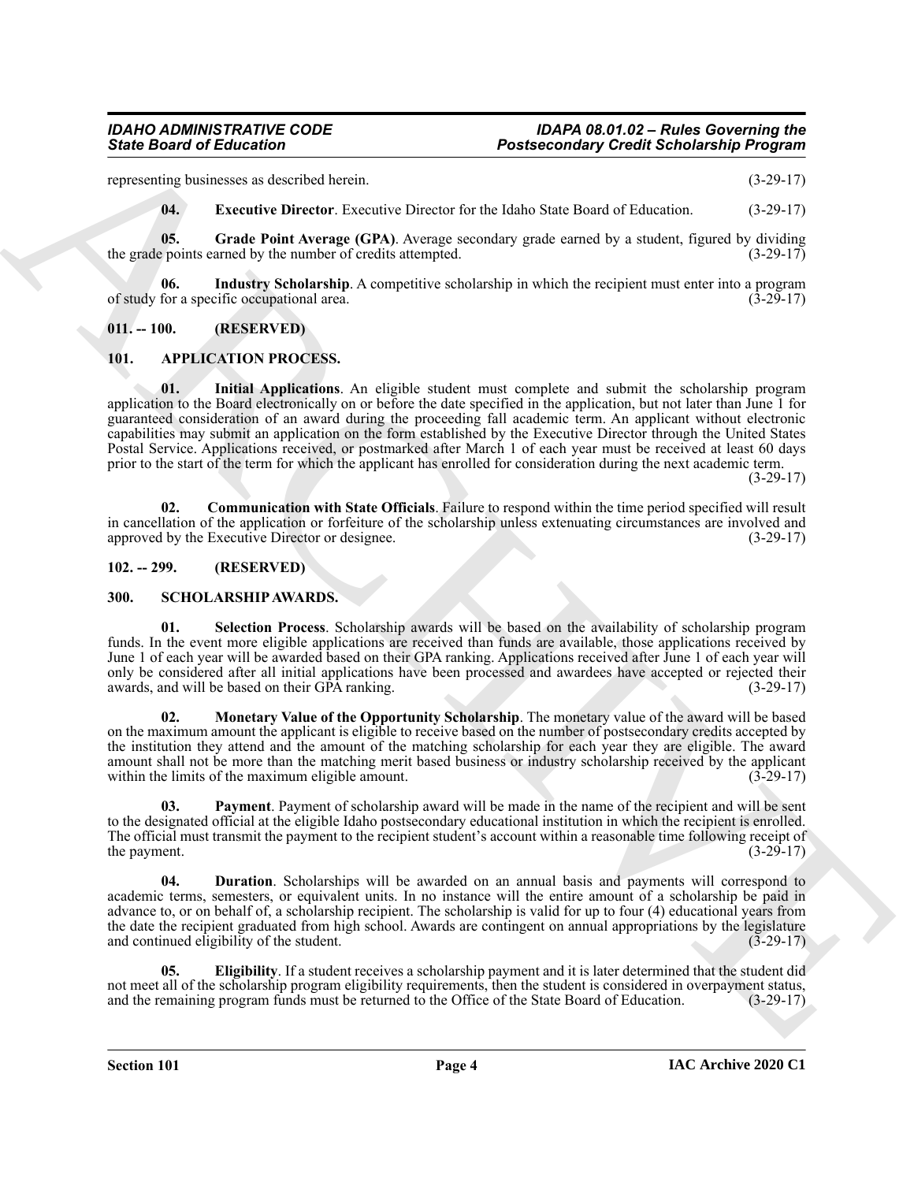representing businesses as described herein. (3-29-17)

**04. Executive Director**. Executive Director for the Idaho State Board of Education. (3-29-17)

**05. Grade Point Average (GPA)**. Average secondary grade earned by a student, figured by dividing the grade points earned by the number of credits attempted. (3-29-17)

**06. Industry Scholarship**. A competitive scholarship in which the recipient must enter into a program of study for a specific occupational area. (3-29-17)

## 011. -- 100. (RESERVED)

## 101. APPLICATION PROCESS.

**01. Initial Applications**. An eligible student must complete and submit the scholarship program application to the Board electronically on or before the date specified in the application, but not later than June 1 for guaranteed consideration of an award during the proceeding fall academic term. An applicant without electronic capabilities may submit an application on the form established by the Executive Director through the United States Postal Service. Applications received, or postmarked after March 1 of each year must be received at least 60 days prior to the start of the term for which the applicant has enrolled for consideration during the next academic term. (3-29-17)

**02. Communication with State Officials**. Failure to respond within the time period specified will result in cancellation of the application or forfeiture of the scholarship unless extenuating circumstances are involved and approved by the Executive Director or designee. (3-29-17)

## 102. -- 299. (RESERVED)

## 300. SCHOLARSHIP AWARDS.

**01. Selection Process**. Scholarship awards will be based on the availability of scholarship program funds. In the event more eligible applications are received than funds are available, those applications received by June 1 of each year will be awarded based on their GPA ranking. Applications received after June 1 of each year will only be considered after all initial applications have been processed and awardees have accepted or rejected their awards, and will be based on their GPA ranking. (3-29-17)

**02. Monetary Value of the Opportunity Scholarship**. The monetary value of the award will be based on the maximum amount the applicant is eligible to receive based on the number of postsecondary credits accepted by the institution they attend and the amount of the matching scholarship for each year they are eligible. The award amount shall not be more than the matching merit based business or industry scholarship received by the applicant within the limits of the maximum eligible amount. (3-29-17)

**03. Payment**. Payment of scholarship award will be made in the name of the recipient and will be sent to the designated official at the eligible Idaho postsecondary educational institution in which the recipient is enrolled. The official must transmit the payment to the recipient student's account within a reasonable time following receipt of the payment. (3-29-17)

**04. Duration**. Scholarships will be awarded on an annual basis and payments will correspond to academic terms, semesters, or equivalent units. In no instance will the entire amount of a scholarship be paid in advance to, or on behalf of, a scholarship recipient. The scholarship is valid for up to four (4) educational years from the date the recipient graduated from high school. Awards are contingent on annual appropriations by the legislature and continued eligibility of the student. (3-29-17)

**05. Eligibility**. If a student receives a scholarship payment and it is later determined that the student did not meet all of the scholarship program eligibility requirements, then the student is considered in overpayment status, and the remaining program funds must be returned to the Office of the State Board of Education. (3-29-17)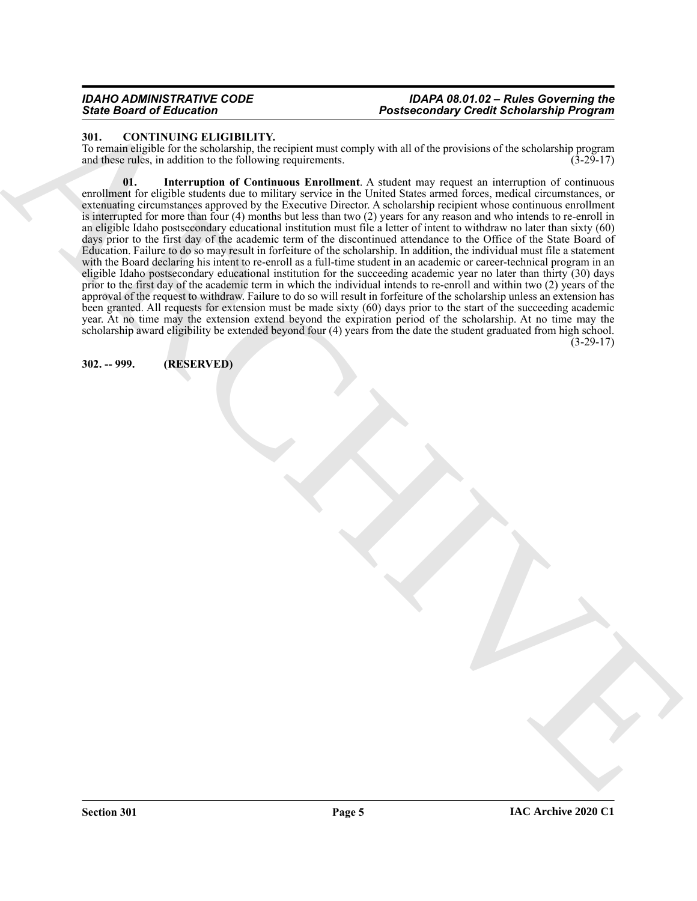## 301. CONTINUING ELIGIBILITY.

To remain eligible for the scholarship, the recipient must comply with all of the provisions of the scholarship program and these rules, in addition to the following requirements. (3-29-17)

**01. Interruption of Continuous Enrollment**. A student may request an interruption of continuous enrollment for eligible students due to military service in the United States armed forces, medical circumstances, or extenuating circumstances approved by the Executive Director. A scholarship recipient whose continuous enrollment is interrupted for more than four (4) months but less than two (2) years for any reason and who intends to re-enroll in an eligible Idaho postsecondary educational institution must file a letter of intent to withdraw no later than sixty (60) days prior to the first day of the academic term of the discontinued attendance to the Office of the State Board of Education. Failure to do so may result in forfeiture of the scholarship. In addition, the individual must file a statement with the Board declaring his intent to re-enroll as a full-time student in an academic or career-technical program in an eligible Idaho postsecondary educational institution for the succeeding academic year no later than thirty (30) days prior to the first day of the academic term in which the individual intends to re-enroll and within two (2) years of the approval of the request to withdraw. Failure to do so will result in forfeiture of the scholarship unless an extension has been granted. All requests for extension must be made sixty (60) days prior to the start of the succeeding academic year. At no time may the extension extend beyond the expiration period of the scholarship. At no time may the scholarship award eligibility be extended beyond four (4) years from the date the student graduated from high school. (3-29-17)

## 302. -- 999. (RESERVED)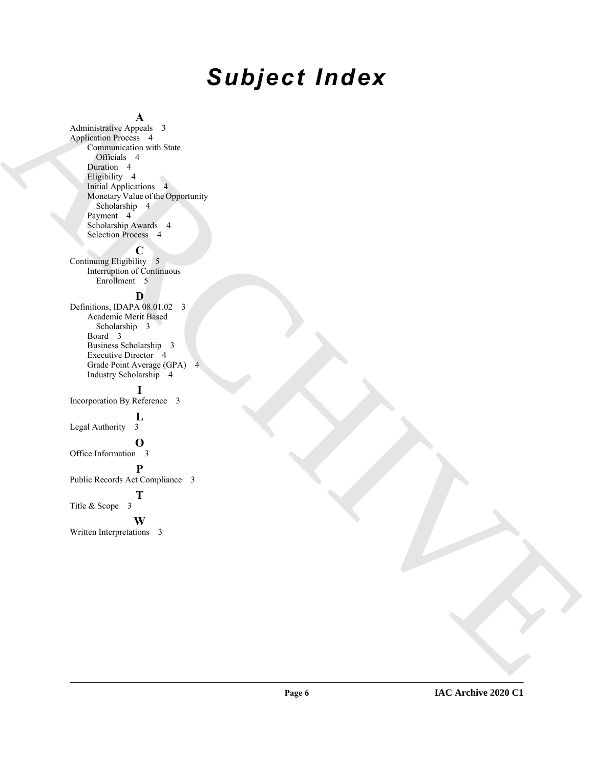# *Subject Index*

**A**

Administrative Appeals 3
Application Process 4
- Communication with State Officials 4
- Duration 4
- Eligibility 4
- Initial Applications 4
- Monetary Value of the Opportunity Scholarship 4
- Payment 4
- Scholarship Awards 4
- Selection Process 4

**C**

Continuing Eligibility 5
- Interruption of Continuous Enrollment 5

**D**

Definitions, IDAPA 08.01.02 3
- Academic Merit Based Scholarship 3
- Board 3
- Business Scholarship 3
- Executive Director 4
- Grade Point Average (GPA) 4
- Industry Scholarship 4

**I**

Incorporation By Reference 3

**L**

Legal Authority 3

**O**

Office Information 3

**P**

Public Records Act Compliance 3

**T**

Title & Scope 3

**W**

Written Interpretations 3